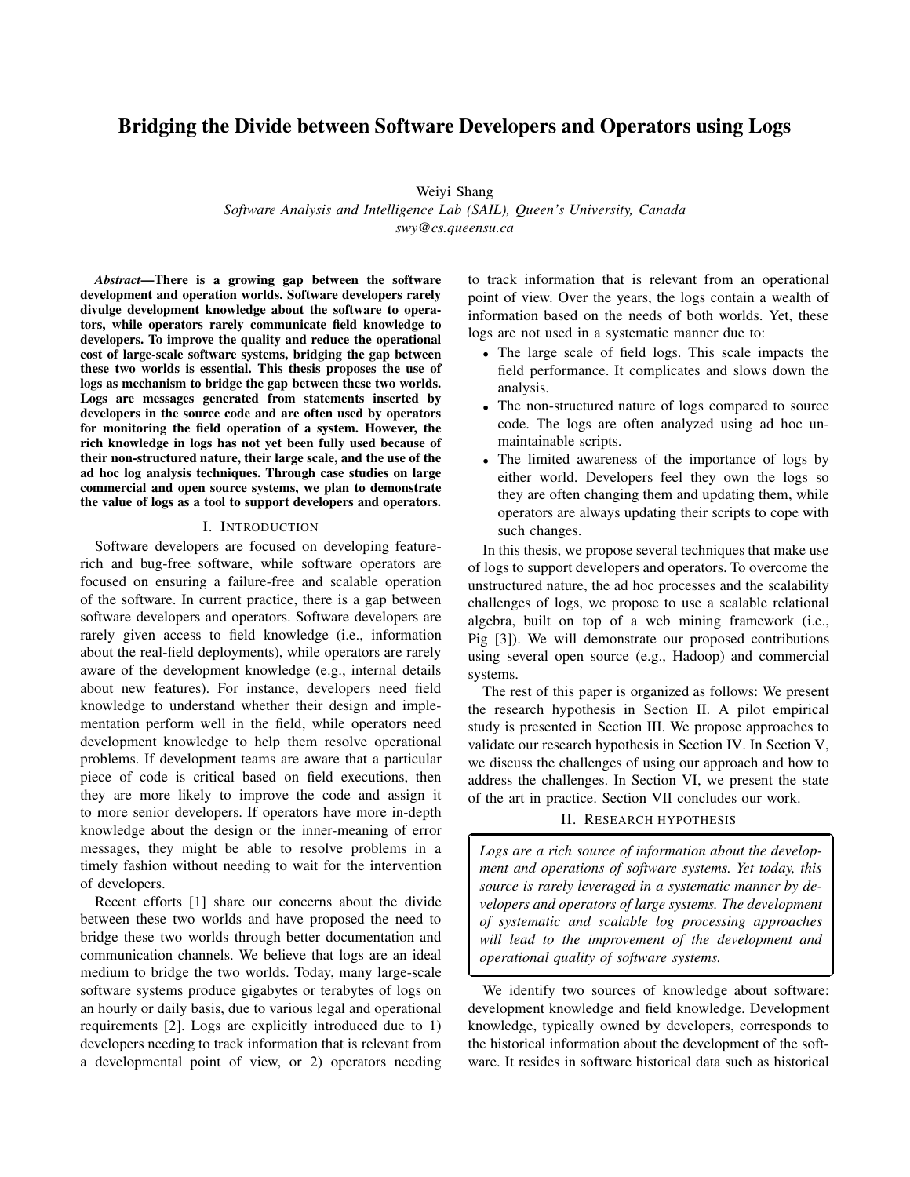# Bridging the Divide between Software Developers and Operators using Logs

Weiyi Shang

*Software Analysis and Intelligence Lab (SAIL), Queen's University, Canada*

*swy@cs.queensu.ca*

***Abstract*—There is a growing gap between the software development and operation worlds. Software developers rarely divulge development knowledge about the software to operators, while operators rarely communicate field knowledge to developers. To improve the quality and reduce the operational cost of large-scale software systems, bridging the gap between these two worlds is essential. This thesis proposes the use of logs as mechanism to bridge the gap between these two worlds. Logs are messages generated from statements inserted by developers in the source code and are often used by operators for monitoring the field operation of a system. However, the rich knowledge in logs has not yet been fully used because of their non-structured nature, their large scale, and the use of the ad hoc log analysis techniques. Through case studies on large commercial and open source systems, we plan to demonstrate the value of logs as a tool to support developers and operators.**

## I. Introduction

Software developers are focused on developing feature-rich and bug-free software, while software operators are focused on ensuring a failure-free and scalable operation of the software. In current practice, there is a gap between software developers and operators. Software developers are rarely given access to field knowledge (i.e., information about the real-field deployments), while operators are rarely aware of the development knowledge (e.g., internal details about new features). For instance, developers need field knowledge to understand whether their design and implementation perform well in the field, while operators need development knowledge to help them resolve operational problems. If development teams are aware that a particular piece of code is critical based on field executions, then they are more likely to improve the code and assign it to more senior developers. If operators have more in-depth knowledge about the design or the inner-meaning of error messages, they might be able to resolve problems in a timely fashion without needing to wait for the intervention of developers.

Recent efforts [1] share our concerns about the divide between these two worlds and have proposed the need to bridge these two worlds through better documentation and communication channels. We believe that logs are an ideal medium to bridge the two worlds. Today, many large-scale software systems produce gigabytes or terabytes of logs on an hourly or daily basis, due to various legal and operational requirements [2]. Logs are explicitly introduced due to 1) developers needing to track information that is relevant from a developmental point of view, or 2) operators needing to track information that is relevant from an operational point of view. Over the years, the logs contain a wealth of information based on the needs of both worlds. Yet, these logs are not used in a systematic manner due to:

- The large scale of field logs. This scale impacts the field performance. It complicates and slows down the analysis.
- The non-structured nature of logs compared to source code. The logs are often analyzed using ad hoc unmaintainable scripts.
- The limited awareness of the importance of logs by either world. Developers feel they own the logs so they are often changing them and updating them, while operators are always updating their scripts to cope with such changes.

In this thesis, we propose several techniques that make use of logs to support developers and operators. To overcome the unstructured nature, the ad hoc processes and the scalability challenges of logs, we propose to use a scalable relational algebra, built on top of a web mining framework (i.e., Pig [3]). We will demonstrate our proposed contributions using several open source (e.g., Hadoop) and commercial systems.

The rest of this paper is organized as follows: We present the research hypothesis in Section II. A pilot empirical study is presented in Section III. We propose approaches to validate our research hypothesis in Section IV. In Section V, we discuss the challenges of using our approach and how to address the challenges. In Section VI, we present the state of the art in practice. Section VII concludes our work.

## II. Research hypothesis

*Logs are a rich source of information about the development and operations of software systems. Yet today, this source is rarely leveraged in a systematic manner by developers and operators of large systems. The development of systematic and scalable log processing approaches will lead to the improvement of the development and operational quality of software systems.*

We identify two sources of knowledge about software: development knowledge and field knowledge. Development knowledge, typically owned by developers, corresponds to the historical information about the development of the software. It resides in software historical data such as historical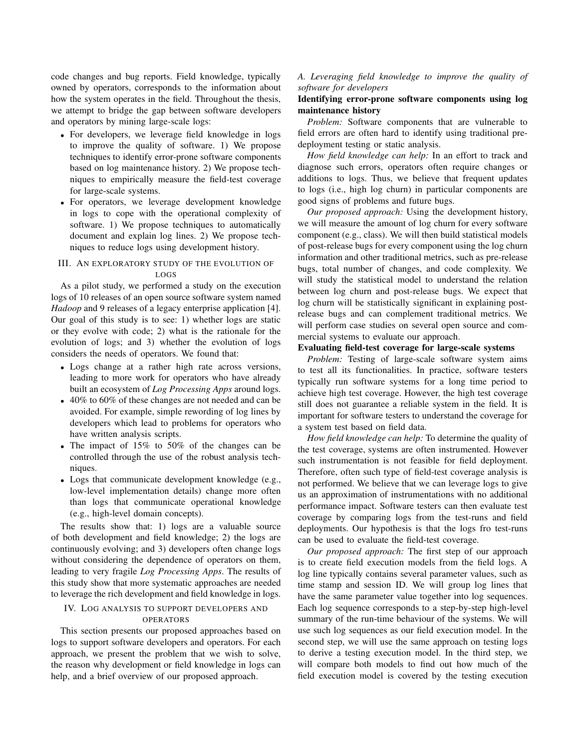code changes and bug reports. Field knowledge, typically owned by operators, corresponds to the information about how the system operates in the field. Throughout the thesis, we attempt to bridge the gap between software developers and operators by mining large-scale logs:

- For developers, we leverage field knowledge in logs to improve the quality of software. 1) We propose techniques to identify error-prone software components based on log maintenance history. 2) We propose techniques to empirically measure the field-test coverage for large-scale systems.
- For operators, we leverage development knowledge in logs to cope with the operational complexity of software. 1) We propose techniques to automatically document and explain log lines. 2) We propose techniques to reduce logs using development history.

## III. An exploratory study of the evolution of logs

As a pilot study, we performed a study on the execution logs of 10 releases of an open source software system named *Hadoop* and 9 releases of a legacy enterprise application [4]. Our goal of this study is to see: 1) whether logs are static or they evolve with code; 2) what is the rationale for the evolution of logs; and 3) whether the evolution of logs considers the needs of operators. We found that:

- Logs change at a rather high rate across versions, leading to more work for operators who have already built an ecosystem of *Log Processing Apps* around logs.
- 40% to 60% of these changes are not needed and can be avoided. For example, simple rewording of log lines by developers which lead to problems for operators who have written analysis scripts.
- The impact of 15% to 50% of the changes can be controlled through the use of the robust analysis techniques.
- Logs that communicate development knowledge (e.g., low-level implementation details) change more often than logs that communicate operational knowledge (e.g., high-level domain concepts).

The results show that: 1) logs are a valuable source of both development and field knowledge; 2) the logs are continuously evolving; and 3) developers often change logs without considering the dependence of operators on them, leading to very fragile *Log Processing Apps*. The results of this study show that more systematic approaches are needed to leverage the rich development and field knowledge in logs.

## IV. Log analysis to support developers and operators

This section presents our proposed approaches based on logs to support software developers and operators. For each approach, we present the problem that we wish to solve, the reason why development or field knowledge in logs can help, and a brief overview of our proposed approach.

### *A. Leveraging field knowledge to improve the quality of software for developers*

**Identifying error-prone software components using log maintenance history**

*Problem:* Software components that are vulnerable to field errors are often hard to identify using traditional pre-deployment testing or static analysis.

*How field knowledge can help:* In an effort to track and diagnose such errors, operators often require changes or additions to logs. Thus, we believe that frequent updates to logs (i.e., high log churn) in particular components are good signs of problems and future bugs.

*Our proposed approach:* Using the development history, we will measure the amount of log churn for every software component (e.g., class). We will then build statistical models of post-release bugs for every component using the log churn information and other traditional metrics, such as pre-release bugs, total number of changes, and code complexity. We will study the statistical model to understand the relation between log churn and post-release bugs. We expect that log churn will be statistically significant in explaining post-release bugs and can complement traditional metrics. We will perform case studies on several open source and commercial systems to evaluate our approach.

**Evaluating field-test coverage for large-scale systems**

*Problem:* Testing of large-scale software system aims to test all its functionalities. In practice, software testers typically run software systems for a long time period to achieve high test coverage. However, the high test coverage still does not guarantee a reliable system in the field. It is important for software testers to understand the coverage for a system test based on field data.

*How field knowledge can help:* To determine the quality of the test coverage, systems are often instrumented. However such instrumentation is not feasible for field deployment. Therefore, often such type of field-test coverage analysis is not performed. We believe that we can leverage logs to give us an approximation of instrumentations with no additional performance impact. Software testers can then evaluate test coverage by comparing logs from the test-runs and field deployments. Our hypothesis is that the logs fro test-runs can be used to evaluate the field-test coverage.

*Our proposed approach:* The first step of our approach is to create field execution models from the field logs. A log line typically contains several parameter values, such as time stamp and session ID. We will group log lines that have the same parameter value together into log sequences. Each log sequence corresponds to a step-by-step high-level summary of the run-time behaviour of the systems. We will use such log sequences as our field execution model. In the second step, we will use the same approach on testing logs to derive a testing execution model. In the third step, we will compare both models to find out how much of the field execution model is covered by the testing execution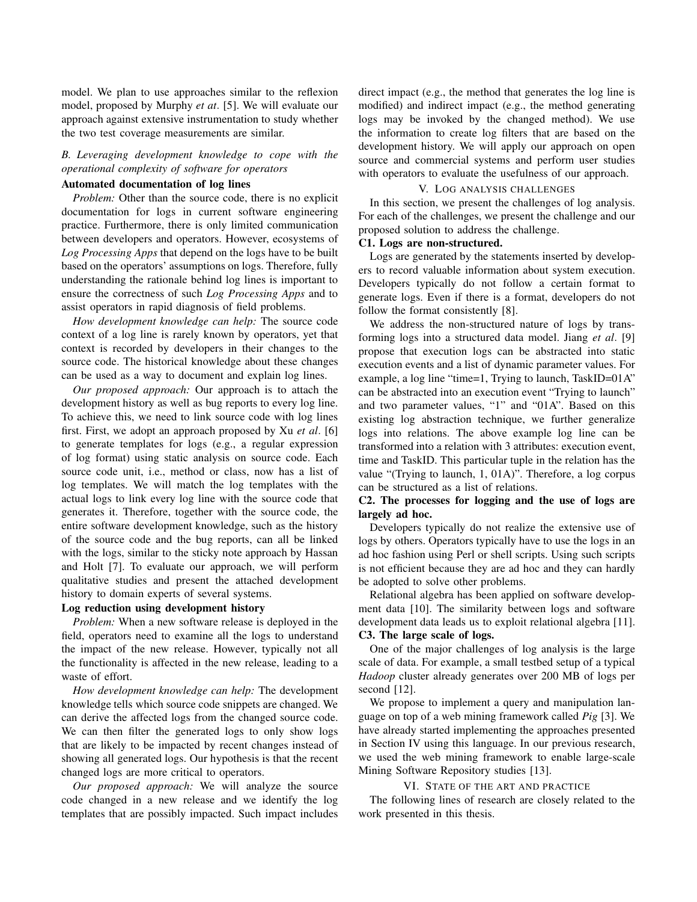model. We plan to use approaches similar to the reflexion model, proposed by Murphy *et at*. [5]. We will evaluate our approach against extensive instrumentation to study whether the two test coverage measurements are similar.

### *B. Leveraging development knowledge to cope with the operational complexity of software for operators*

**Automated documentation of log lines**

*Problem:* Other than the source code, there is no explicit documentation for logs in current software engineering practice. Furthermore, there is only limited communication between developers and operators. However, ecosystems of *Log Processing Apps* that depend on the logs have to be built based on the operators' assumptions on logs. Therefore, fully understanding the rationale behind log lines is important to ensure the correctness of such *Log Processing Apps* and to assist operators in rapid diagnosis of field problems.

*How development knowledge can help:* The source code context of a log line is rarely known by operators, yet that context is recorded by developers in their changes to the source code. The historical knowledge about these changes can be used as a way to document and explain log lines.

*Our proposed approach:* Our approach is to attach the development history as well as bug reports to every log line. To achieve this, we need to link source code with log lines first. First, we adopt an approach proposed by Xu *et al*. [6] to generate templates for logs (e.g., a regular expression of log format) using static analysis on source code. Each source code unit, i.e., method or class, now has a list of log templates. We will match the log templates with the actual logs to link every log line with the source code that generates it. Therefore, together with the source code, the entire software development knowledge, such as the history of the source code and the bug reports, can all be linked with the logs, similar to the sticky note approach by Hassan and Holt [7]. To evaluate our approach, we will perform qualitative studies and present the attached development history to domain experts of several systems.

**Log reduction using development history**

*Problem:* When a new software release is deployed in the field, operators need to examine all the logs to understand the impact of the new release. However, typically not all the functionality is affected in the new release, leading to a waste of effort.

*How development knowledge can help:* The development knowledge tells which source code snippets are changed. We can derive the affected logs from the changed source code. We can then filter the generated logs to only show logs that are likely to be impacted by recent changes instead of showing all generated logs. Our hypothesis is that the recent changed logs are more critical to operators.

*Our proposed approach:* We will analyze the source code changed in a new release and we identify the log templates that are possibly impacted. Such impact includes direct impact (e.g., the method that generates the log line is modified) and indirect impact (e.g., the method generating logs may be invoked by the changed method). We use the information to create log filters that are based on the development history. We will apply our approach on open source and commercial systems and perform user studies with operators to evaluate the usefulness of our approach.

## V. Log analysis challenges

In this section, we present the challenges of log analysis. For each of the challenges, we present the challenge and our proposed solution to address the challenge.

**C1. Logs are non-structured.**

Logs are generated by the statements inserted by developers to record valuable information about system execution. Developers typically do not follow a certain format to generate logs. Even if there is a format, developers do not follow the format consistently [8].

We address the non-structured nature of logs by transforming logs into a structured data model. Jiang *et al*. [9] propose that execution logs can be abstracted into static execution events and a list of dynamic parameter values. For example, a log line "time=1, Trying to launch, TaskID=01A" can be abstracted into an execution event "Trying to launch" and two parameter values, "1" and "01A". Based on this existing log abstraction technique, we further generalize logs into relations. The above example log line can be transformed into a relation with 3 attributes: execution event, time and TaskID. This particular tuple in the relation has the value "(Trying to launch, 1, 01A)". Therefore, a log corpus can be structured as a list of relations.

**C2. The processes for logging and the use of logs are largely ad hoc.**

Developers typically do not realize the extensive use of logs by others. Operators typically have to use the logs in an ad hoc fashion using Perl or shell scripts. Using such scripts is not efficient because they are ad hoc and they can hardly be adopted to solve other problems.

Relational algebra has been applied on software development data [10]. The similarity between logs and software development data leads us to exploit relational algebra [11].

**C3. The large scale of logs.**

One of the major challenges of log analysis is the large scale of data. For example, a small testbed setup of a typical *Hadoop* cluster already generates over 200 MB of logs per second [12].

We propose to implement a query and manipulation language on top of a web mining framework called *Pig* [3]. We have already started implementing the approaches presented in Section IV using this language. In our previous research, we used the web mining framework to enable large-scale Mining Software Repository studies [13].

## VI. State of the art and practice

The following lines of research are closely related to the work presented in this thesis.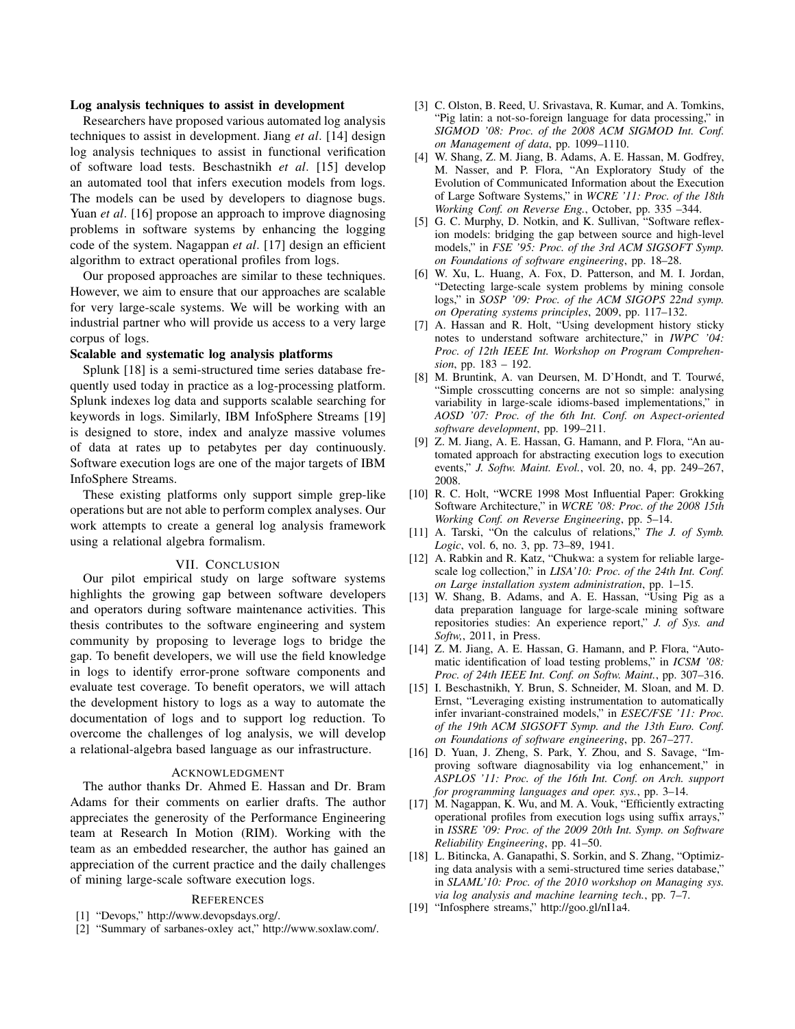**Log analysis techniques to assist in development**

Researchers have proposed various automated log analysis techniques to assist in development. Jiang *et al*. [14] design log analysis techniques to assist in functional verification of software load tests. Beschastnikh *et al*. [15] develop an automated tool that infers execution models from logs. The models can be used by developers to diagnose bugs. Yuan *et al*. [16] propose an approach to improve diagnosing problems in software systems by enhancing the logging code of the system. Nagappan *et al*. [17] design an efficient algorithm to extract operational profiles from logs.

Our proposed approaches are similar to these techniques. However, we aim to ensure that our approaches are scalable for very large-scale systems. We will be working with an industrial partner who will provide us access to a very large corpus of logs.

**Scalable and systematic log analysis platforms**

Splunk [18] is a semi-structured time series database frequently used today in practice as a log-processing platform. Splunk indexes log data and supports scalable searching for keywords in logs. Similarly, IBM InfoSphere Streams [19] is designed to store, index and analyze massive volumes of data at rates up to petabytes per day continuously. Software execution logs are one of the major targets of IBM InfoSphere Streams.

These existing platforms only support simple grep-like operations but are not able to perform complex analyses. Our work attempts to create a general log analysis framework using a relational algebra formalism.

## VII. Conclusion

Our pilot empirical study on large software systems highlights the growing gap between software developers and operators during software maintenance activities. This thesis contributes to the software engineering and system community by proposing to leverage logs to bridge the gap. To benefit developers, we will use the field knowledge in logs to identify error-prone software components and evaluate test coverage. To benefit operators, we will attach the development history to logs as a way to automate the documentation of logs and to support log reduction. To overcome the challenges of log analysis, we will develop a relational-algebra based language as our infrastructure.

## Acknowledgment

The author thanks Dr. Ahmed E. Hassan and Dr. Bram Adams for their comments on earlier drafts. The author appreciates the generosity of the Performance Engineering team at Research In Motion (RIM). Working with the team as an embedded researcher, the author has gained an appreciation of the current practice and the daily challenges of mining large-scale software execution logs.

## References

[1] "Devops," http://www.devopsdays.org/.

[2] "Summary of sarbanes-oxley act," http://www.soxlaw.com/.

[3] C. Olston, B. Reed, U. Srivastava, R. Kumar, and A. Tomkins, "Pig latin: a not-so-foreign language for data processing," in *SIGMOD '08: Proc. of the 2008 ACM SIGMOD Int. Conf. on Management of data*, pp. 1099–1110.

[4] W. Shang, Z. M. Jiang, B. Adams, A. E. Hassan, M. Godfrey, M. Nasser, and P. Flora, "An Exploratory Study of the Evolution of Communicated Information about the Execution of Large Software Systems," in *WCRE '11: Proc. of the 18th Working Conf. on Reverse Eng.*, October, pp. 335 –344.

[5] G. C. Murphy, D. Notkin, and K. Sullivan, "Software reflexion models: bridging the gap between source and high-level models," in *FSE '95: Proc. of the 3rd ACM SIGSOFT Symp. on Foundations of software engineering*, pp. 18–28.

[6] W. Xu, L. Huang, A. Fox, D. Patterson, and M. I. Jordan, "Detecting large-scale system problems by mining console logs," in *SOSP '09: Proc. of the ACM SIGOPS 22nd symp. on Operating systems principles*, 2009, pp. 117–132.

[7] A. Hassan and R. Holt, "Using development history sticky notes to understand software architecture," in *IWPC '04: Proc. of 12th IEEE Int. Workshop on Program Comprehension*, pp. 183 – 192.

[8] M. Bruntink, A. van Deursen, M. D'Hondt, and T. Tourwé, "Simple crosscutting concerns are not so simple: analysing variability in large-scale idioms-based implementations," in *AOSD '07: Proc. of the 6th Int. Conf. on Aspect-oriented software development*, pp. 199–211.

[9] Z. M. Jiang, A. E. Hassan, G. Hamann, and P. Flora, "An automated approach for abstracting execution logs to execution events," *J. Softw. Maint. Evol.*, vol. 20, no. 4, pp. 249–267, 2008.

[10] R. C. Holt, "WCRE 1998 Most Influential Paper: Grokking Software Architecture," in *WCRE '08: Proc. of the 2008 15th Working Conf. on Reverse Engineering*, pp. 5–14.

[11] A. Tarski, "On the calculus of relations," *The J. of Symb. Logic*, vol. 6, no. 3, pp. 73–89, 1941.

[12] A. Rabkin and R. Katz, "Chukwa: a system for reliable large-scale log collection," in *LISA'10: Proc. of the 24th Int. Conf. on Large installation system administration*, pp. 1–15.

[13] W. Shang, B. Adams, and A. E. Hassan, "Using Pig as a data preparation language for large-scale mining software repositories studies: An experience report," *J. of Sys. and Softw,*, 2011, in Press.

[14] Z. M. Jiang, A. E. Hassan, G. Hamann, and P. Flora, "Automatic identification of load testing problems," in *ICSM '08: Proc. of 24th IEEE Int. Conf. on Softw. Maint.*, pp. 307–316.

[15] I. Beschastnikh, Y. Brun, S. Schneider, M. Sloan, and M. D. Ernst, "Leveraging existing instrumentation to automatically infer invariant-constrained models," in *ESEC/FSE '11: Proc. of the 19th ACM SIGSOFT Symp. and the 13th Euro. Conf. on Foundations of software engineering*, pp. 267–277.

[16] D. Yuan, J. Zheng, S. Park, Y. Zhou, and S. Savage, "Improving software diagnosability via log enhancement," in *ASPLOS '11: Proc. of the 16th Int. Conf. on Arch. support for programming languages and oper. sys.*, pp. 3–14.

[17] M. Nagappan, K. Wu, and M. A. Vouk, "Efficiently extracting operational profiles from execution logs using suffix arrays," in *ISSRE '09: Proc. of the 2009 20th Int. Symp. on Software Reliability Engineering*, pp. 41–50.

[18] L. Bitincka, A. Ganapathi, S. Sorkin, and S. Zhang, "Optimizing data analysis with a semi-structured time series database," in *SLAML'10: Proc. of the 2010 workshop on Managing sys. via log analysis and machine learning tech.*, pp. 7–7.

[19] "Infosphere streams," http://goo.gl/nI1a4.